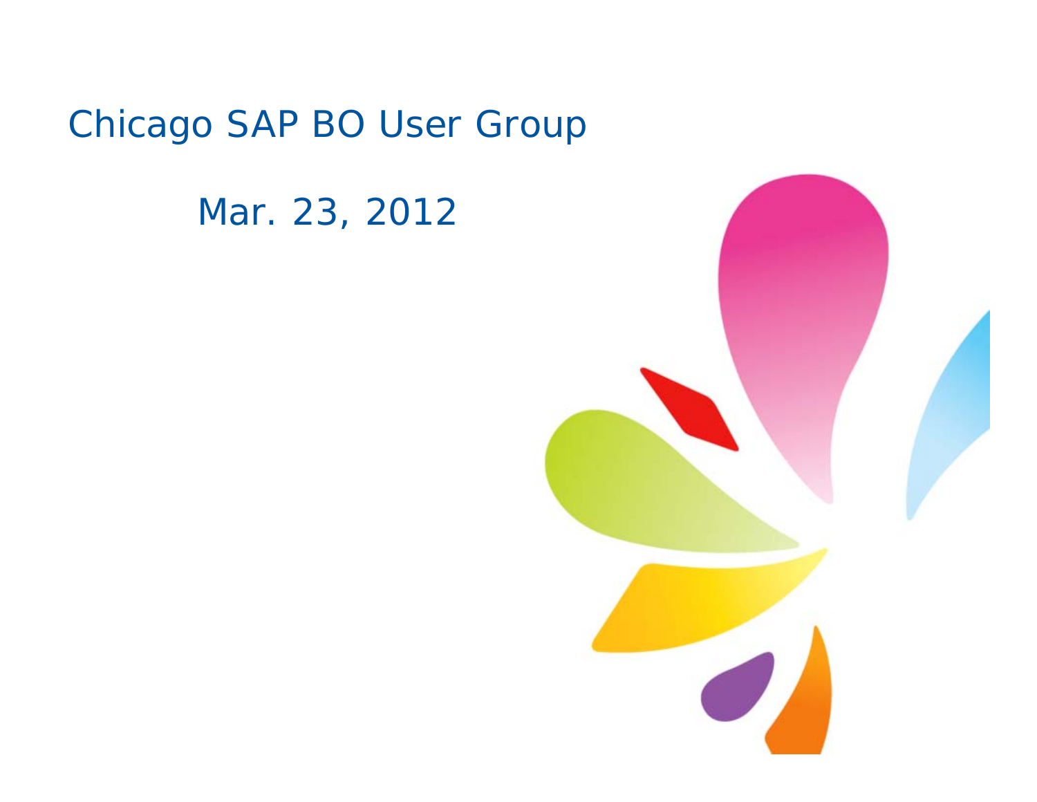# Chicago SAP BO User Group

Mar. 23, 2012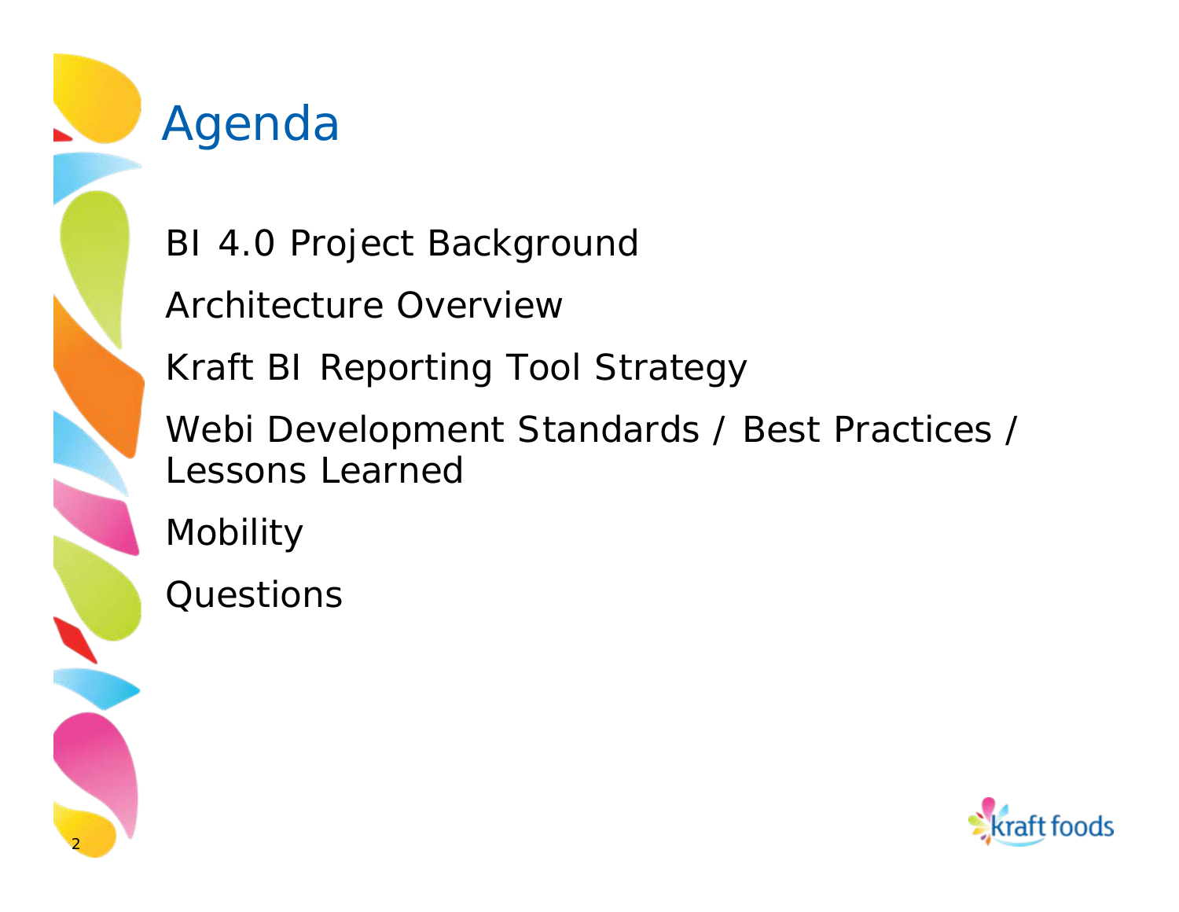# Agenda

- BI 4.0 Project Background
- Architecture Overview
- Kraft BI Reporting Tool Strategy
- Webi Development Standards / Best Practices / Lessons Learned
- Mobility
- Questions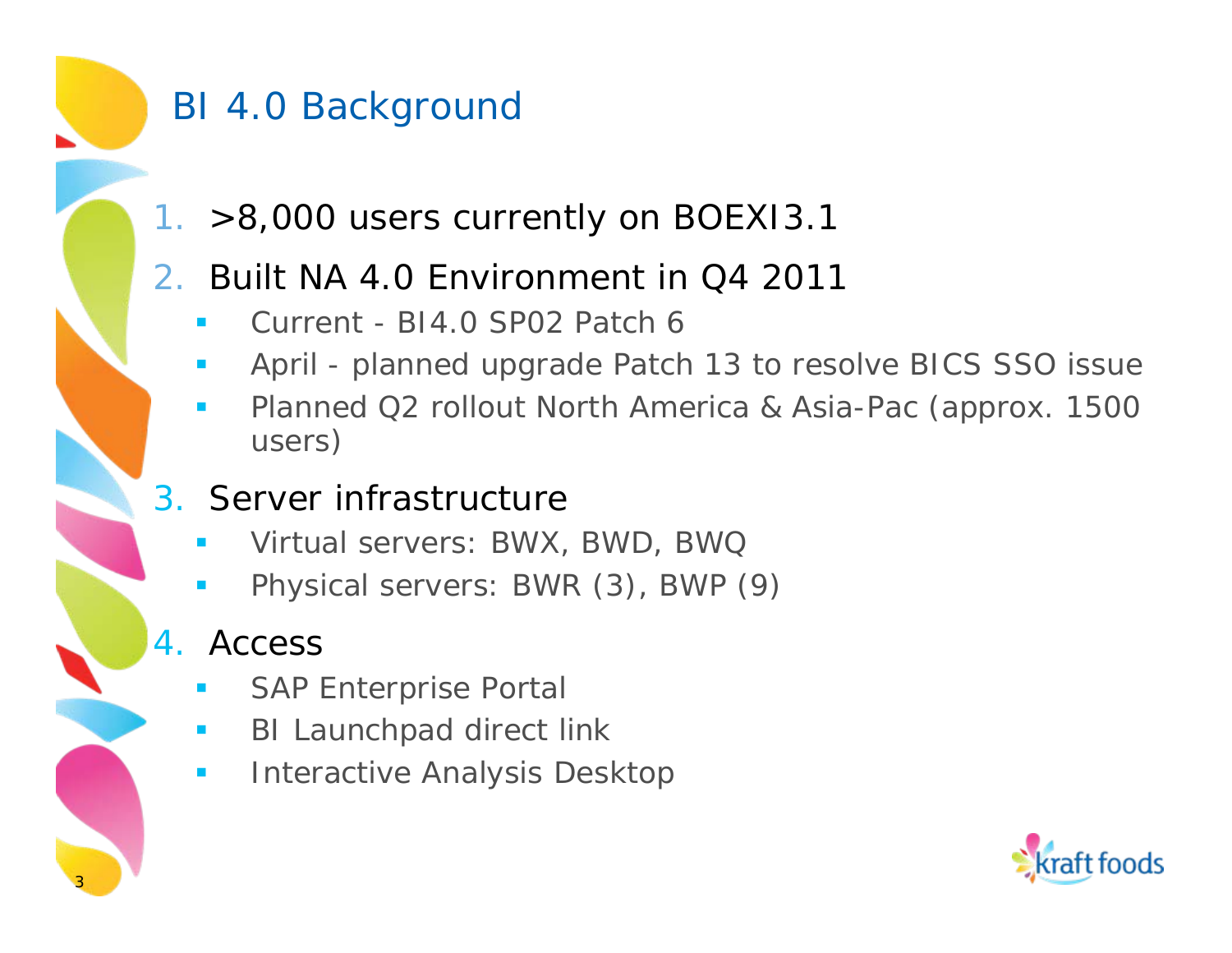# BI 4.0 Background

1. >8,000 users currently on BOEXI3.1
2. Built NA 4.0 Environment in Q4 2011
   - Current - BI4.0 SP02 Patch 6
   - April - planned upgrade Patch 13 to resolve BICS SSO issue
   - Planned Q2 rollout North America & Asia-Pac (approx. 1500 users)
3. Server infrastructure
   - Virtual servers: BWX, BWD, BWQ
   - Physical servers: BWR (3), BWP (9)
4. Access
   - SAP Enterprise Portal
   - BI Launchpad direct link
   - Interactive Analysis Desktop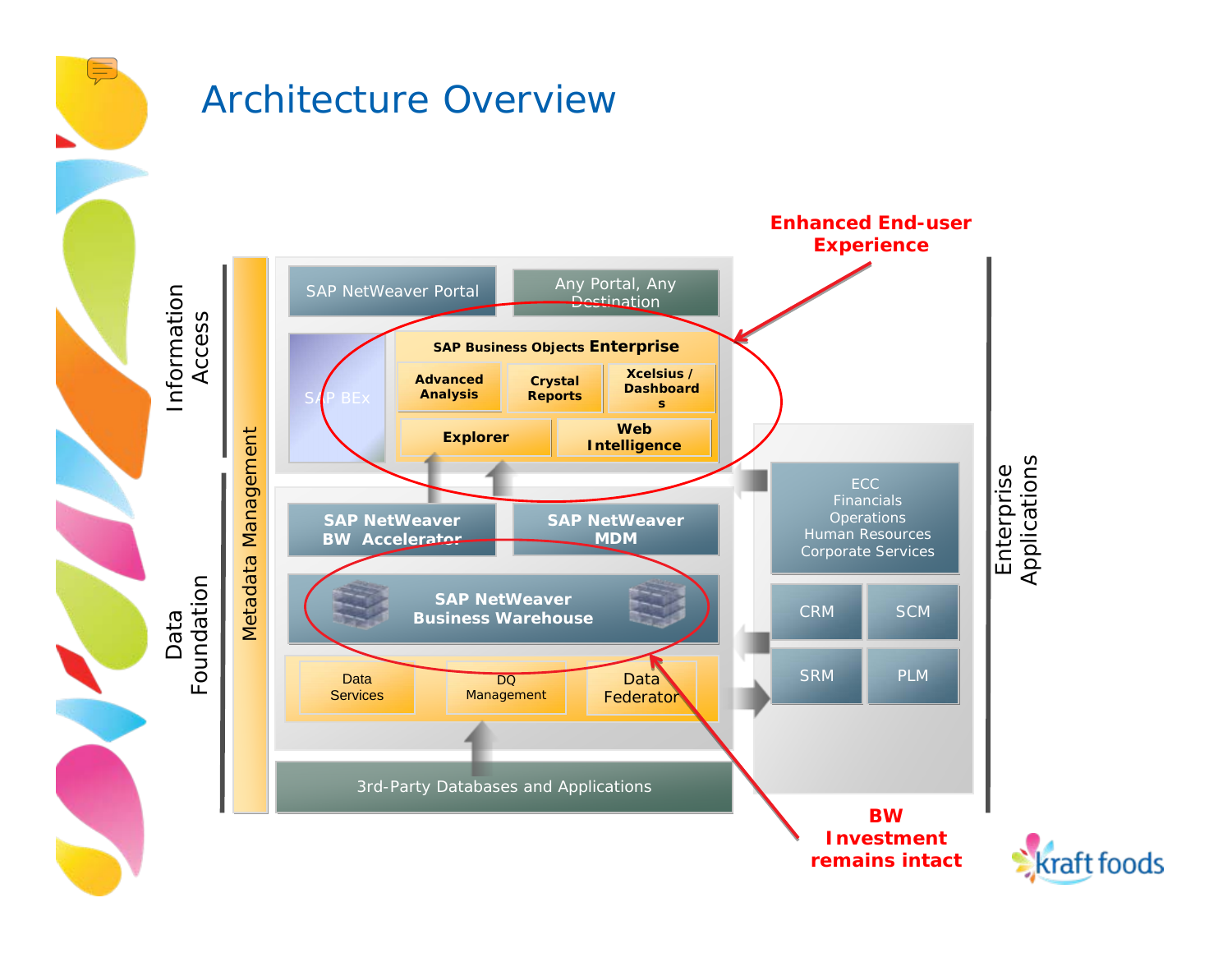# Architecture Overview

**Enhanced End-user Experience**

Information Access

- SAP NetWeaver Portal
- Any Portal, Any Destination
- SAP BEx
- SAP Business Objects Enterprise
  - Advanced Analysis
  - Crystal Reports
  - Xcelsius / Dashboards
  - Explorer
  - Web Intelligence

Metadata Management

Data Foundation

- SAP NetWeaver BW Accelerator
- SAP NetWeaver MDM
- SAP NetWeaver Business Warehouse
- Data Services
- DQ Management
- Data Federator
- 3rd-Party Databases and Applications

Enterprise Applications

- ECC: Financials, Operations, Human Resources, Corporate Services
- CRM
- SCM
- SRM
- PLM

**BW Investment remains intact**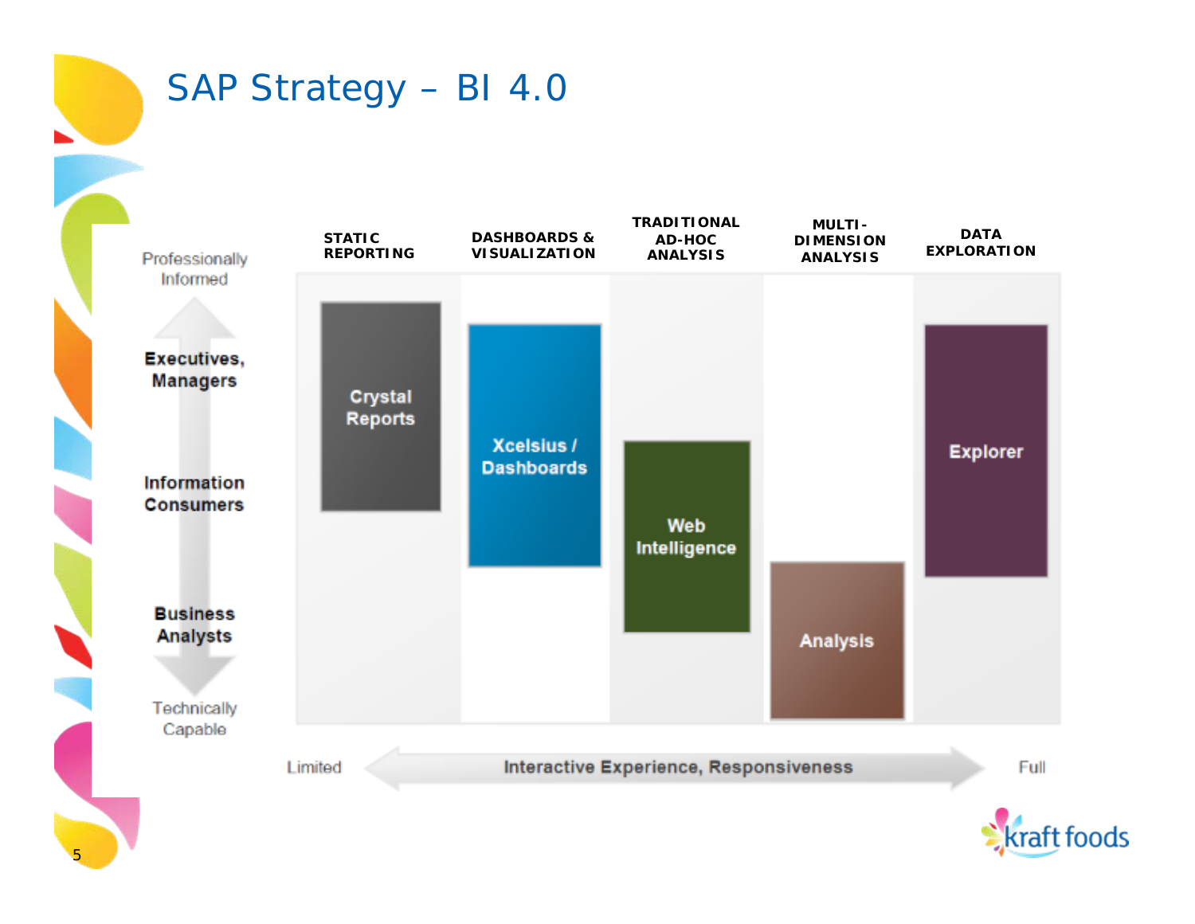# SAP Strategy – BI 4.0

| | STATIC REPORTING | DASHBOARDS & VISUALIZATION | TRADITIONAL AD-HOC ANALYSIS | MULTI-DIMENSION ANALYSIS | DATA EXPLORATION |
|---|---|---|---|---|---|
| Professionally Informed | | | | | |
| Executives, Managers | Crystal Reports | Xcelsius / Dashboards | | | Explorer |
| Information Consumers | | | Web Intelligence | | |
| Business Analysts | | | | Analysis | |
| Technically Capable | | | | | |

Limited — Interactive Experience, Responsiveness — Full

kraft foods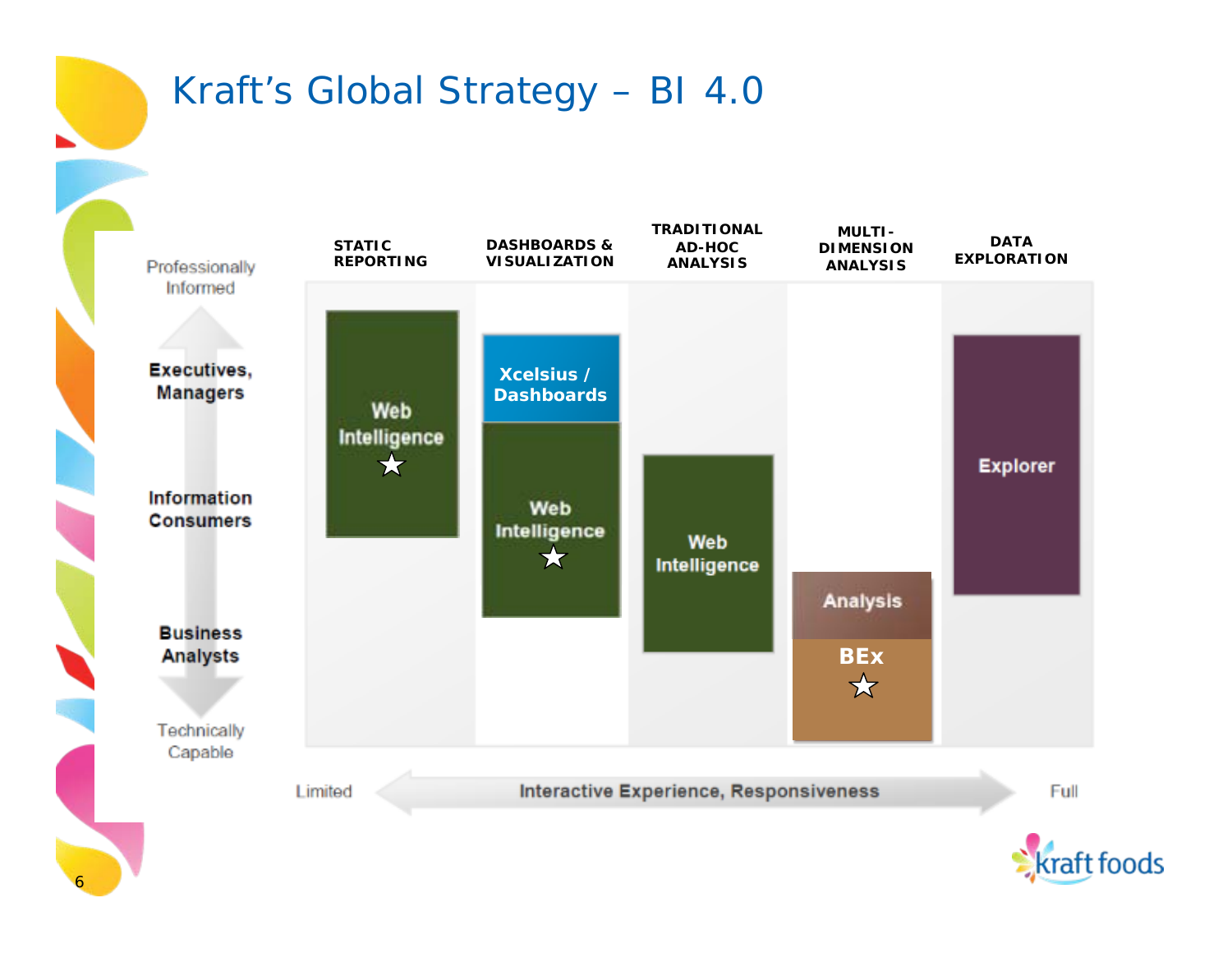# Kraft's Global Strategy – BI 4.0

| | STATIC REPORTING | DASHBOARDS & VISUALIZATION | TRADITIONAL AD-HOC ANALYSIS | MULTI-DIMENSION ANALYSIS | DATA EXPLORATION |
|---|---|---|---|---|---|
| Professionally Informed | | | | | |
| Executives, Managers | Web Intelligence ☆ | Xcelsius / Dashboards | | | Explorer |
| Information Consumers | | Web Intelligence ☆ | Web Intelligence | | |
| Business Analysts | | | | Analysis | |
| Technically Capable | | | | BEx ☆ | |

Limited ← Interactive Experience, Responsiveness → Full

kraft foods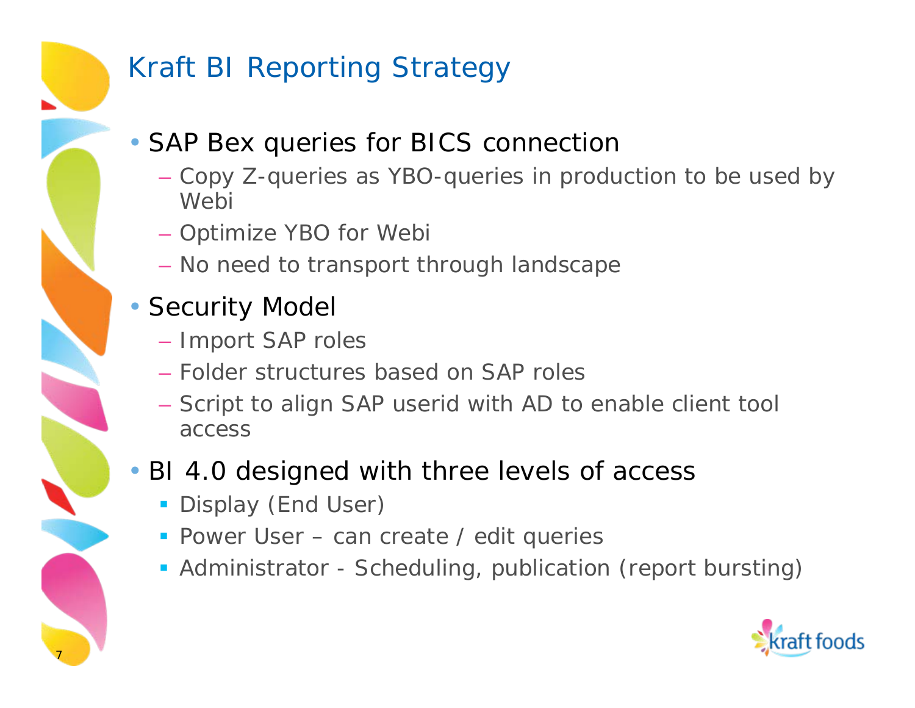# Kraft BI Reporting Strategy

- SAP Bex queries for BICS connection
  - Copy Z-queries as YBO-queries in production to be used by Webi
  - Optimize YBO for Webi
  - No need to transport through landscape
- Security Model
  - Import SAP roles
  - Folder structures based on SAP roles
  - Script to align SAP userid with AD to enable client tool access
- BI 4.0 designed with three levels of access
  - Display (End User)
  - Power User – can create / edit queries
  - Administrator - Scheduling, publication (report bursting)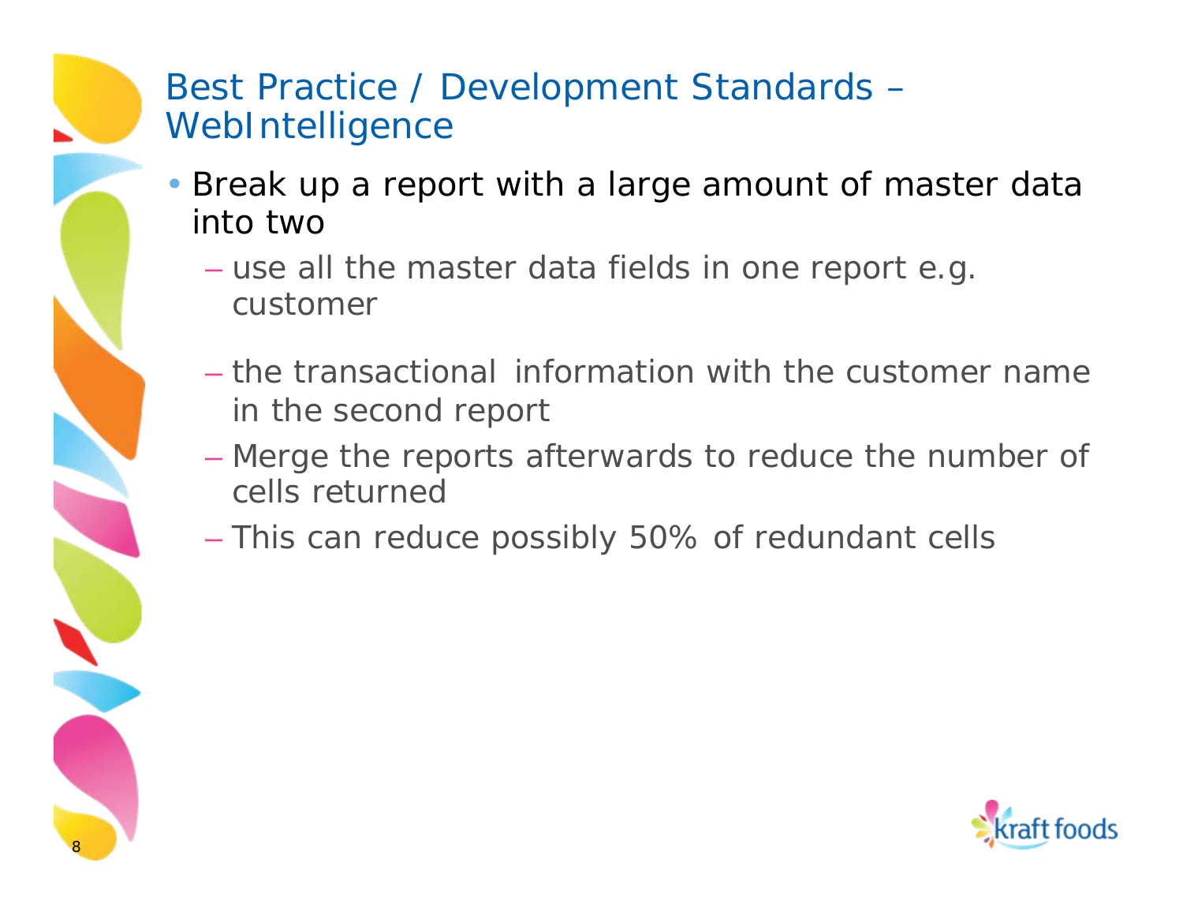# Best Practice / Development Standards – WebIntelligence

- Break up a report with a large amount of master data into two
  - use all the master data fields in one report e.g. customer
  - the transactional information with the customer name in the second report
  - Merge the reports afterwards to reduce the number of cells returned
  - This can reduce possibly 50% of redundant cells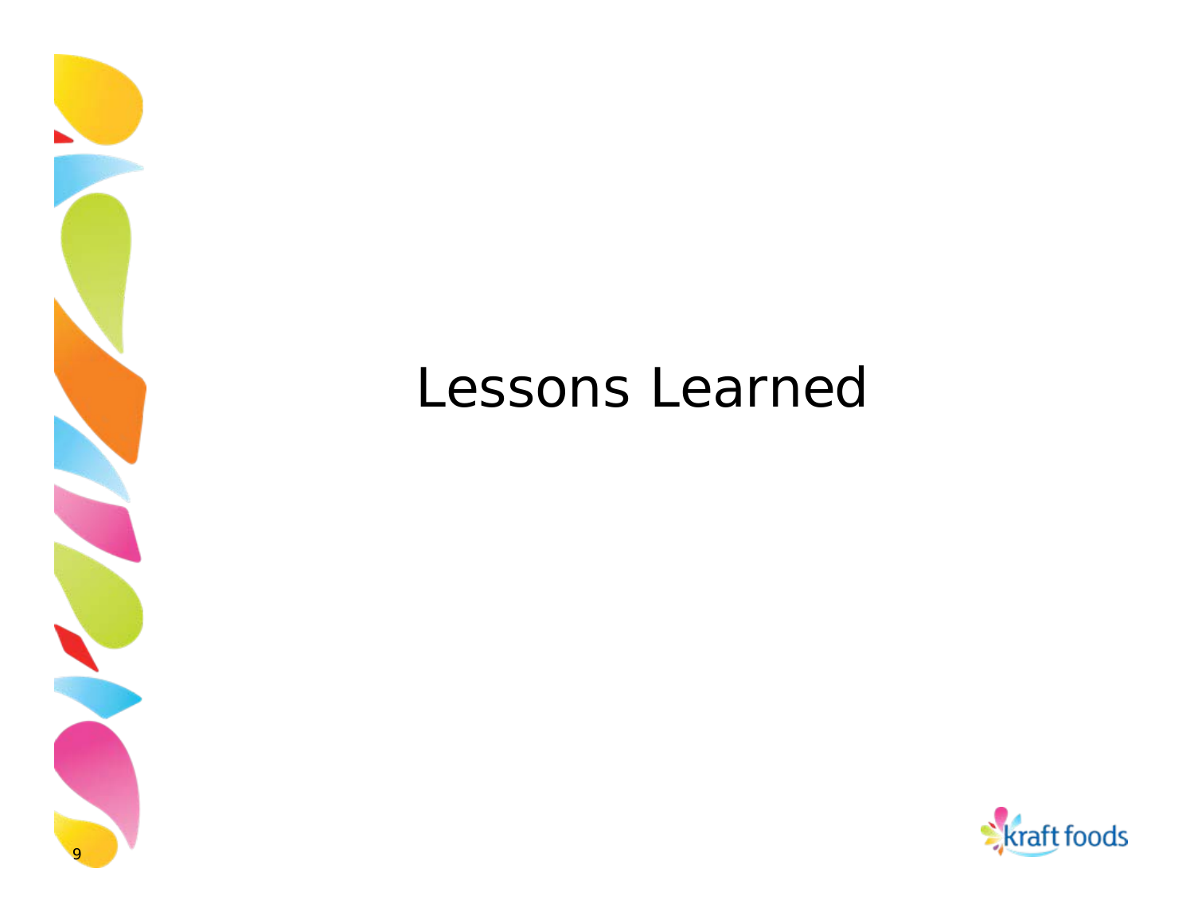# Lessons Learned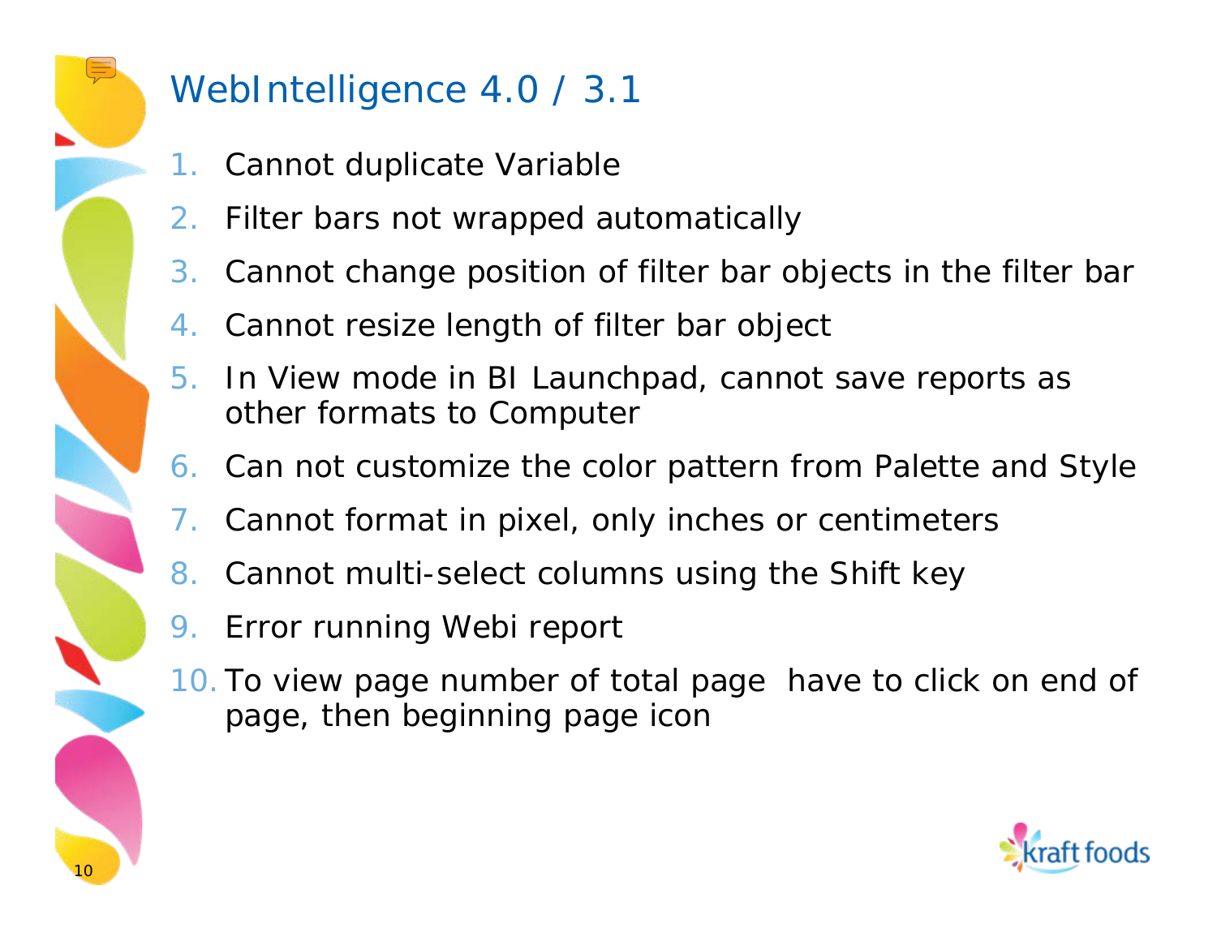# WebIntelligence 4.0 / 3.1

1. Cannot duplicate Variable
2. Filter bars not wrapped automatically
3. Cannot change position of filter bar objects in the filter bar
4. Cannot resize length of filter bar object
5. In View mode in BI Launchpad, cannot save reports as other formats to Computer
6. Can not customize the color pattern from Palette and Style
7. Cannot format in pixel, only inches or centimeters
8. Cannot multi-select columns using the Shift key
9. Error running Webi report
10. To view page number of total page have to click on end of page, then beginning page icon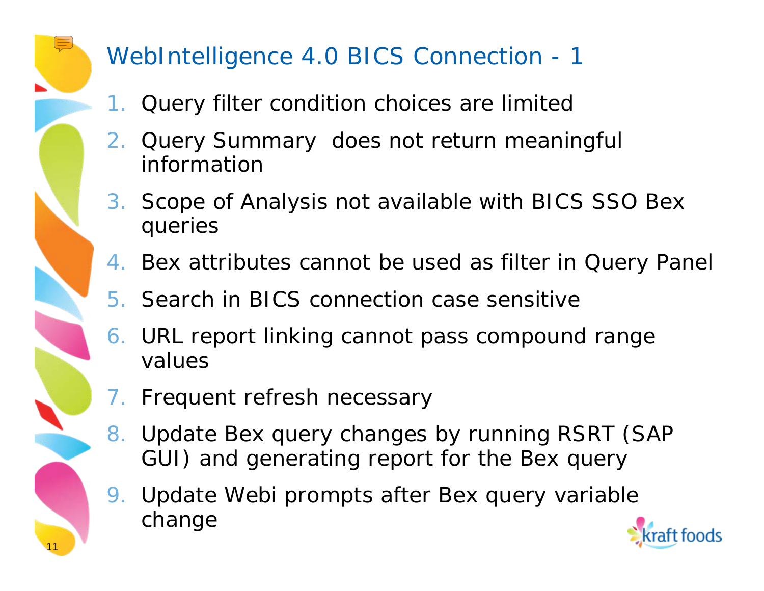# WebIntelligence 4.0 BICS Connection - 1

1. Query filter condition choices are limited
2. Query Summary  does not return meaningful information
3. Scope of Analysis not available with BICS SSO Bex queries
4. Bex attributes cannot be used as filter in Query Panel
5. Search in BICS connection case sensitive
6. URL report linking cannot pass compound range values
7. Frequent refresh necessary
8. Update Bex query changes by running RSRT (SAP GUI) and generating report for the Bex query
9. Update Webi prompts after Bex query variable change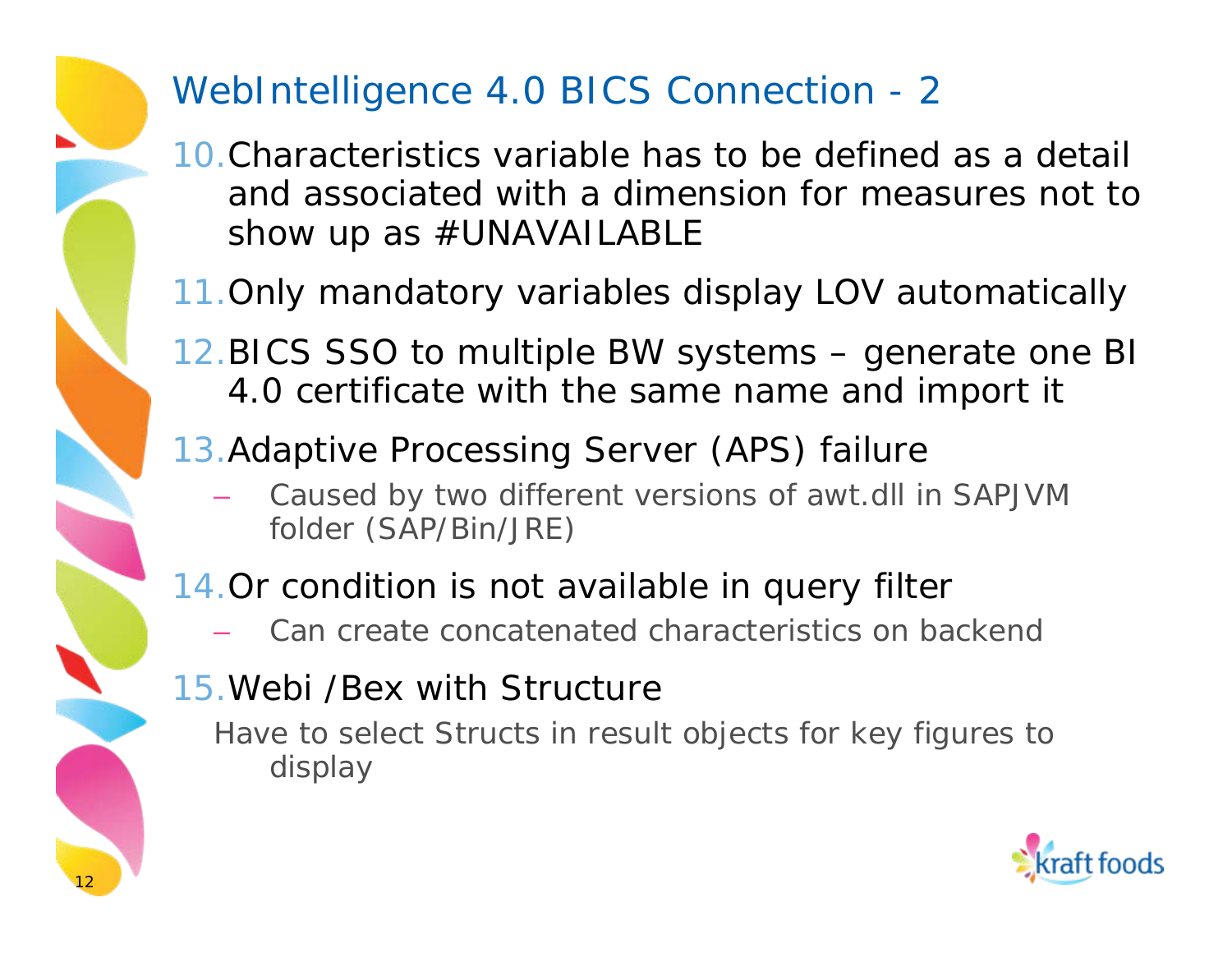# WebIntelligence 4.0 BICS Connection - 2

10. Characteristics variable has to be defined as a detail and associated with a dimension for measures not to show up as #UNAVAILABLE
11. Only mandatory variables display LOV automatically
12. BICS SSO to multiple BW systems – generate one BI 4.0 certificate with the same name and import it
13. Adaptive Processing Server (APS) failure
    - Caused by two different versions of awt.dll in SAPJVM folder (SAP/Bin/JRE)
14. Or condition is not available in query filter
    - Can create concatenated characteristics on backend
15. Webi /Bex with Structure

    Have to select Structs in result objects for key figures to display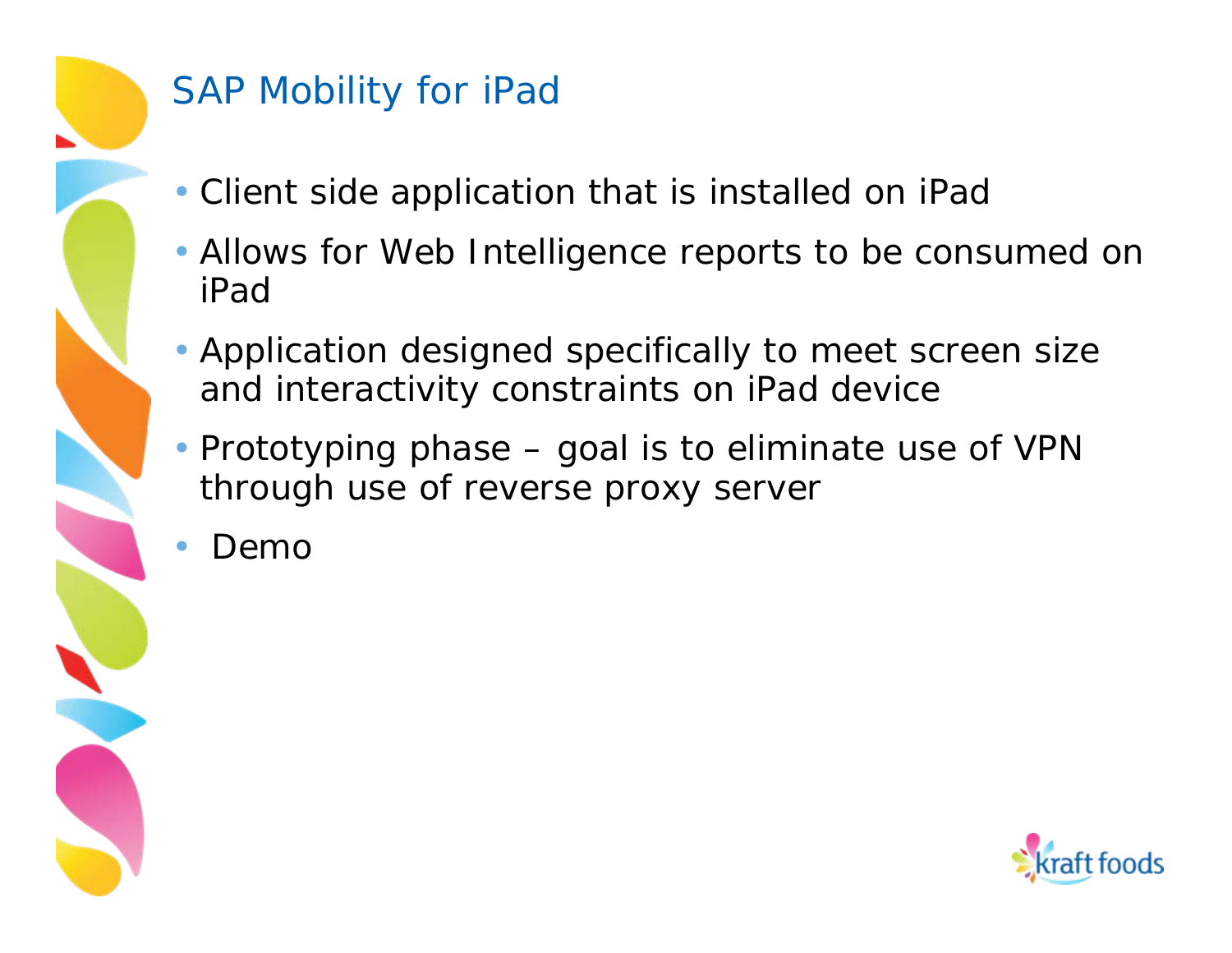# SAP Mobility for iPad

- Client side application that is installed on iPad
- Allows for Web Intelligence reports to be consumed on iPad
- Application designed specifically to meet screen size and interactivity constraints on iPad device
- Prototyping phase – goal is to eliminate use of VPN through use of reverse proxy server
- Demo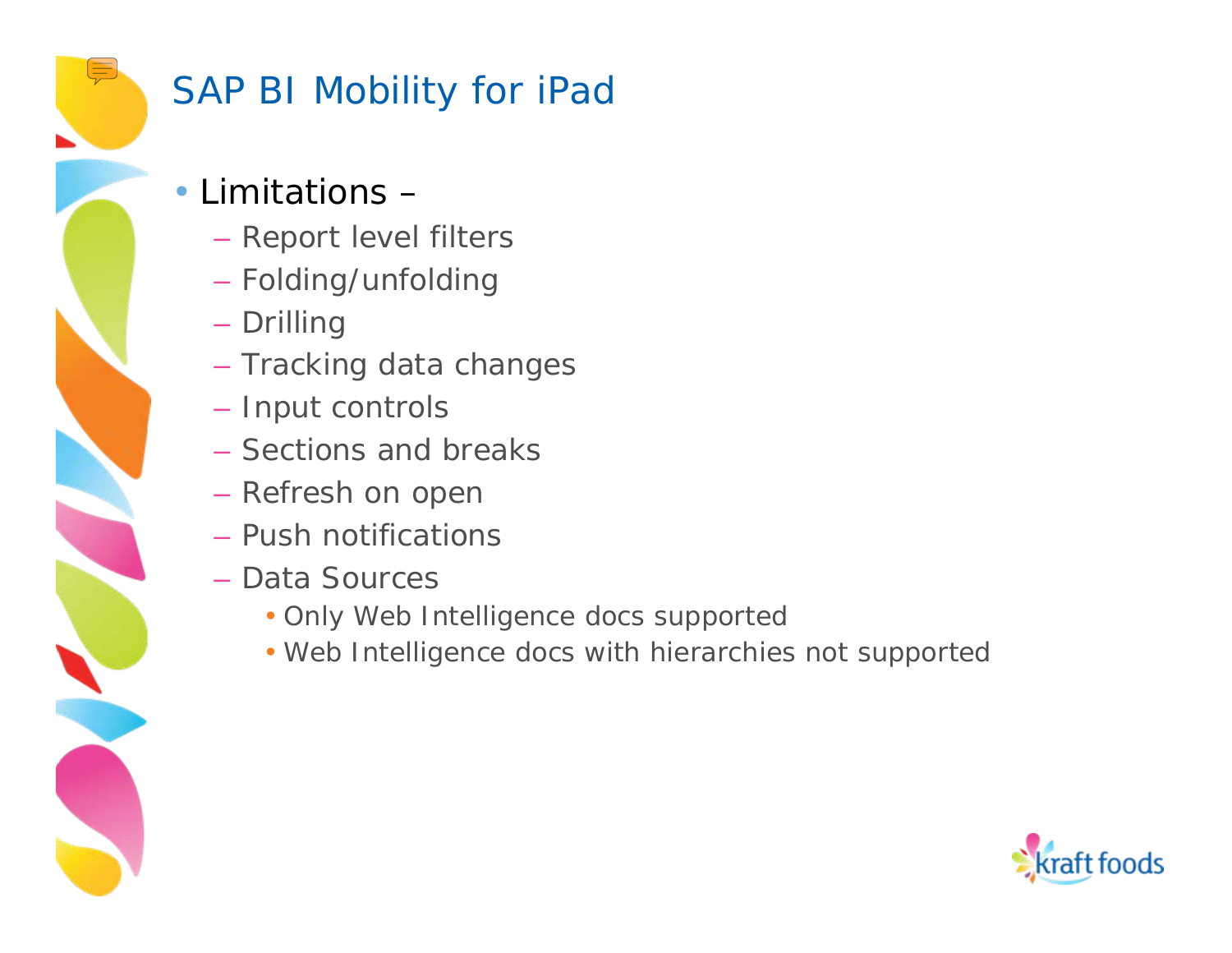# SAP BI Mobility for iPad

- Limitations –
  - Report level filters
  - Folding/unfolding
  - Drilling
  - Tracking data changes
  - Input controls
  - Sections and breaks
  - Refresh on open
  - Push notifications
  - Data Sources
    - Only Web Intelligence docs supported
    - Web Intelligence docs with hierarchies not supported